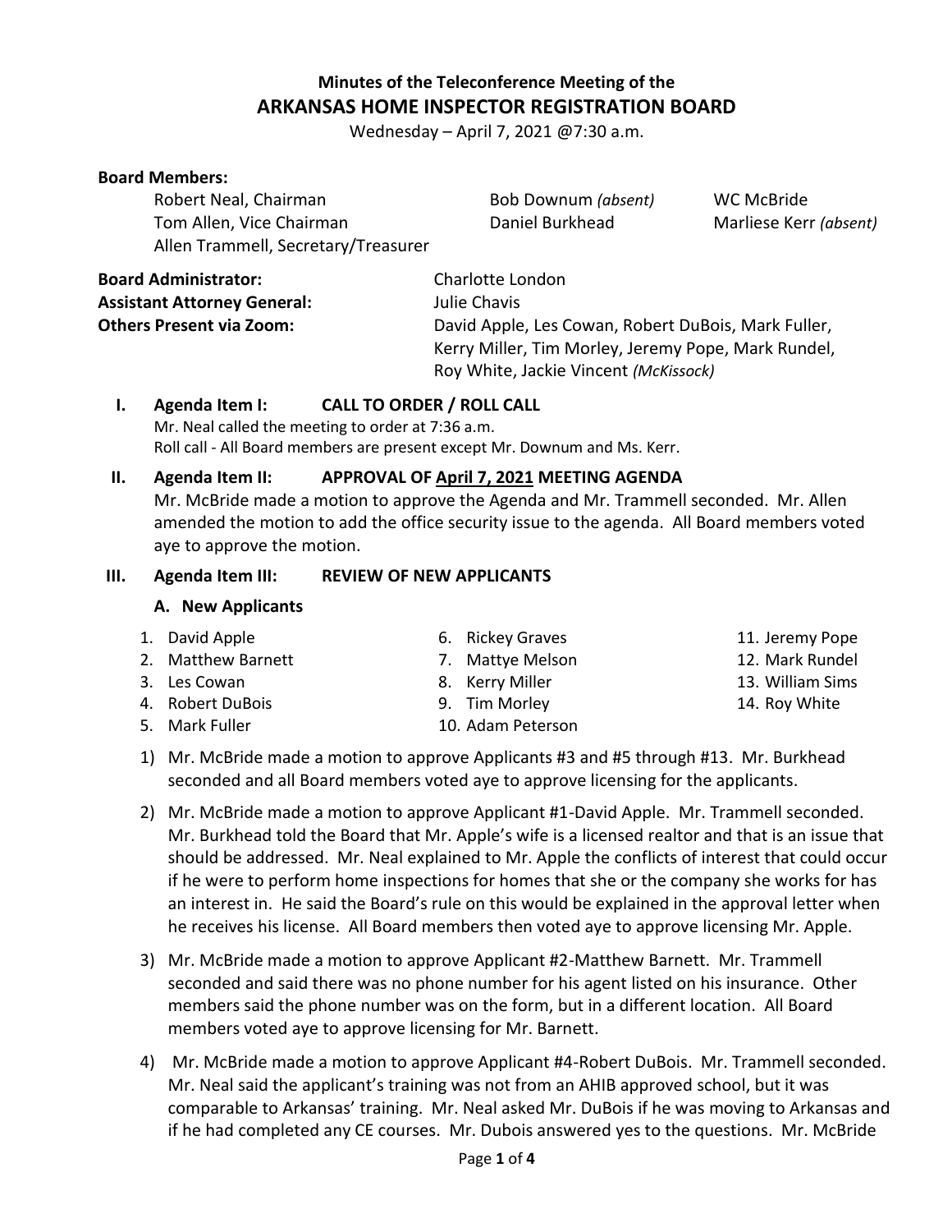## Minutes of the Teleconference Meeting of the
# ARKANSAS HOME INSPECTOR REGISTRATION BOARD

Wednesday – April 7, 2021 @7:30 a.m.

**Board Members:**

Robert Neal, Chairman
Tom Allen, Vice Chairman
Allen Trammell, Secretary/Treasurer
Bob Downum *(absent)*
Daniel Burkhead
WC McBride
Marliese Kerr *(absent)*

**Board Administrator:** Charlotte London
**Assistant Attorney General:** Julie Chavis
**Others Present via Zoom:** David Apple, Les Cowan, Robert DuBois, Mark Fuller, Kerry Miller, Tim Morley, Jeremy Pope, Mark Rundel, Roy White, Jackie Vincent *(McKissock)*

## I. Agenda Item I: CALL TO ORDER / ROLL CALL

Mr. Neal called the meeting to order at 7:36 a.m.
Roll call - All Board members are present except Mr. Downum and Ms. Kerr.

## II. Agenda Item II: APPROVAL OF April 7, 2021 MEETING AGENDA

Mr. McBride made a motion to approve the Agenda and Mr. Trammell seconded. Mr. Allen amended the motion to add the office security issue to the agenda. All Board members voted aye to approve the motion.

## III. Agenda Item III: REVIEW OF NEW APPLICANTS

### A. New Applicants

1. David Apple
2. Matthew Barnett
3. Les Cowan
4. Robert DuBois
5. Mark Fuller
6. Rickey Graves
7. Mattye Melson
8. Kerry Miller
9. Tim Morley
10. Adam Peterson
11. Jeremy Pope
12. Mark Rundel
13. William Sims
14. Roy White

1) Mr. McBride made a motion to approve Applicants #3 and #5 through #13. Mr. Burkhead seconded and all Board members voted aye to approve licensing for the applicants.

2) Mr. McBride made a motion to approve Applicant #1-David Apple. Mr. Trammell seconded. Mr. Burkhead told the Board that Mr. Apple's wife is a licensed realtor and that is an issue that should be addressed. Mr. Neal explained to Mr. Apple the conflicts of interest that could occur if he were to perform home inspections for homes that she or the company she works for has an interest in. He said the Board's rule on this would be explained in the approval letter when he receives his license. All Board members then voted aye to approve licensing Mr. Apple.

3) Mr. McBride made a motion to approve Applicant #2-Matthew Barnett. Mr. Trammell seconded and said there was no phone number for his agent listed on his insurance. Other members said the phone number was on the form, but in a different location. All Board members voted aye to approve licensing for Mr. Barnett.

4) Mr. McBride made a motion to approve Applicant #4-Robert DuBois. Mr. Trammell seconded. Mr. Neal said the applicant's training was not from an AHIB approved school, but it was comparable to Arkansas' training. Mr. Neal asked Mr. DuBois if he was moving to Arkansas and if he had completed any CE courses. Mr. Dubois answered yes to the questions. Mr. McBride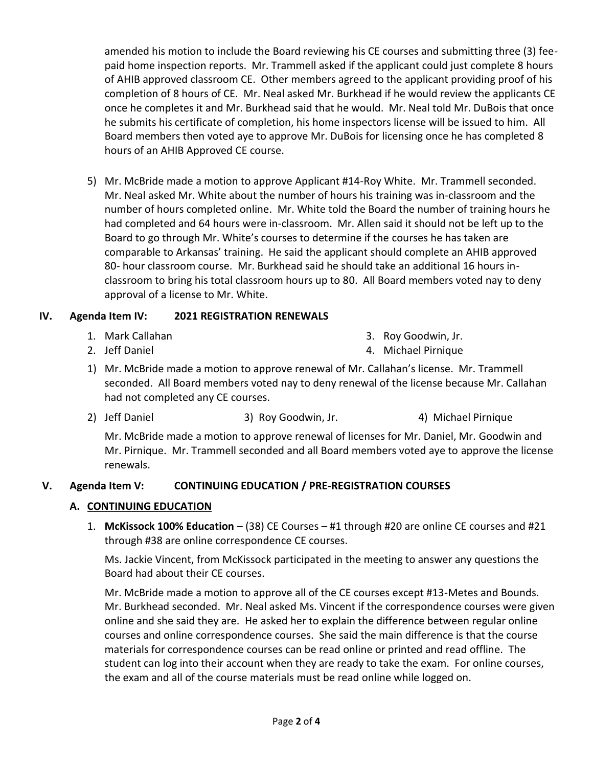amended his motion to include the Board reviewing his CE courses and submitting three (3) fee-paid home inspection reports. Mr. Trammell asked if the applicant could just complete 8 hours of AHIB approved classroom CE. Other members agreed to the applicant providing proof of his completion of 8 hours of CE. Mr. Neal asked Mr. Burkhead if he would review the applicants CE once he completes it and Mr. Burkhead said that he would. Mr. Neal told Mr. DuBois that once he submits his certificate of completion, his home inspectors license will be issued to him. All Board members then voted aye to approve Mr. DuBois for licensing once he has completed 8 hours of an AHIB Approved CE course.

5) Mr. McBride made a motion to approve Applicant #14-Roy White. Mr. Trammell seconded. Mr. Neal asked Mr. White about the number of hours his training was in-classroom and the number of hours completed online. Mr. White told the Board the number of training hours he had completed and 64 hours were in-classroom. Mr. Allen said it should not be left up to the Board to go through Mr. White's courses to determine if the courses he has taken are comparable to Arkansas' training. He said the applicant should complete an AHIB approved 80- hour classroom course. Mr. Burkhead said he should take an additional 16 hours in-classroom to bring his total classroom hours up to 80. All Board members voted nay to deny approval of a license to Mr. White.

## IV. Agenda Item IV: 2021 REGISTRATION RENEWALS

1. Mark Callahan
2. Jeff Daniel
3. Roy Goodwin, Jr.
4. Michael Pirnique

1) Mr. McBride made a motion to approve renewal of Mr. Callahan's license. Mr. Trammell seconded. All Board members voted nay to deny renewal of the license because Mr. Callahan had not completed any CE courses.

2) Jeff Daniel 3) Roy Goodwin, Jr. 4) Michael Pirnique

Mr. McBride made a motion to approve renewal of licenses for Mr. Daniel, Mr. Goodwin and Mr. Pirnique. Mr. Trammell seconded and all Board members voted aye to approve the license renewals.

## V. Agenda Item V: CONTINUING EDUCATION / PRE-REGISTRATION COURSES

### A. CONTINUING EDUCATION

1. **McKissock 100% Education** – (38) CE Courses – #1 through #20 are online CE courses and #21 through #38 are online correspondence CE courses.

   Ms. Jackie Vincent, from McKissock participated in the meeting to answer any questions the Board had about their CE courses.

   Mr. McBride made a motion to approve all of the CE courses except #13-Metes and Bounds. Mr. Burkhead seconded. Mr. Neal asked Ms. Vincent if the correspondence courses were given online and she said they are. He asked her to explain the difference between regular online courses and online correspondence courses. She said the main difference is that the course materials for correspondence courses can be read online or printed and read offline. The student can log into their account when they are ready to take the exam. For online courses, the exam and all of the course materials must be read online while logged on.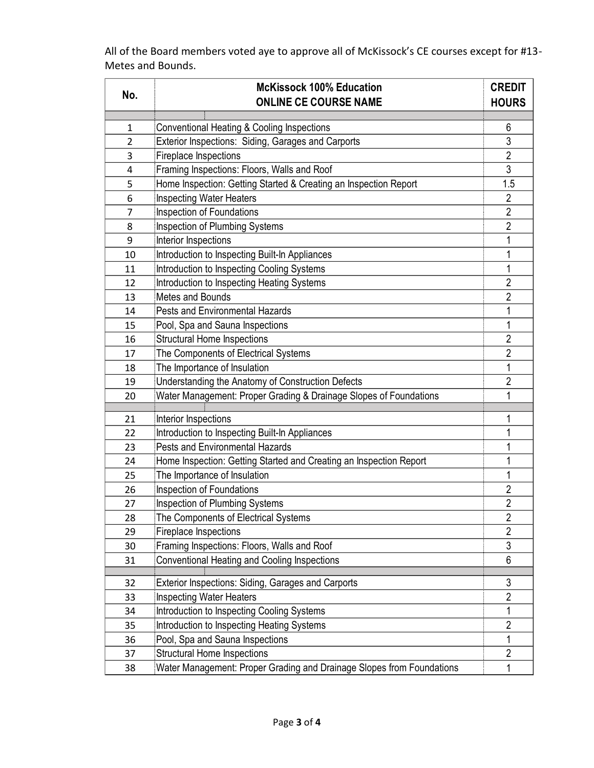All of the Board members voted aye to approve all of McKissock's CE courses except for #13-Metes and Bounds.

| No. | McKissock 100% Education ONLINE CE COURSE NAME | CREDIT HOURS |
|---|---|---|
| | | |
| 1 | Conventional Heating & Cooling Inspections | 6 |
| 2 | Exterior Inspections:  Siding, Garages and Carports | 3 |
| 3 | Fireplace Inspections | 2 |
| 4 | Framing Inspections: Floors, Walls and Roof | 3 |
| 5 | Home Inspection: Getting Started & Creating an Inspection Report | 1.5 |
| 6 | Inspecting Water Heaters | 2 |
| 7 | Inspection of Foundations | 2 |
| 8 | Inspection of Plumbing Systems | 2 |
| 9 | Interior Inspections | 1 |
| 10 | Introduction to Inspecting Built-In Appliances | 1 |
| 11 | Introduction to Inspecting Cooling Systems | 1 |
| 12 | Introduction to Inspecting Heating Systems | 2 |
| 13 | Metes and Bounds | 2 |
| 14 | Pests and Environmental Hazards | 1 |
| 15 | Pool, Spa and Sauna Inspections | 1 |
| 16 | Structural Home Inspections | 2 |
| 17 | The Components of Electrical Systems | 2 |
| 18 | The Importance of Insulation | 1 |
| 19 | Understanding the Anatomy of Construction Defects | 2 |
| 20 | Water Management: Proper Grading & Drainage Slopes of Foundations | 1 |
| | | |
| 21 | Interior Inspections | 1 |
| 22 | Introduction to Inspecting Built-In Appliances | 1 |
| 23 | Pests and Environmental Hazards | 1 |
| 24 | Home Inspection: Getting Started and Creating an Inspection Report | 1 |
| 25 | The Importance of Insulation | 1 |
| 26 | Inspection of Foundations | 2 |
| 27 | Inspection of Plumbing Systems | 2 |
| 28 | The Components of Electrical Systems | 2 |
| 29 | Fireplace Inspections | 2 |
| 30 | Framing Inspections: Floors, Walls and Roof | 3 |
| 31 | Conventional Heating and Cooling Inspections | 6 |
| | | |
| 32 | Exterior Inspections: Siding, Garages and Carports | 3 |
| 33 | Inspecting Water Heaters | 2 |
| 34 | Introduction to Inspecting Cooling Systems | 1 |
| 35 | Introduction to Inspecting Heating Systems | 2 |
| 36 | Pool, Spa and Sauna Inspections | 1 |
| 37 | Structural Home Inspections | 2 |
| 38 | Water Management: Proper Grading and Drainage Slopes from Foundations | 1 |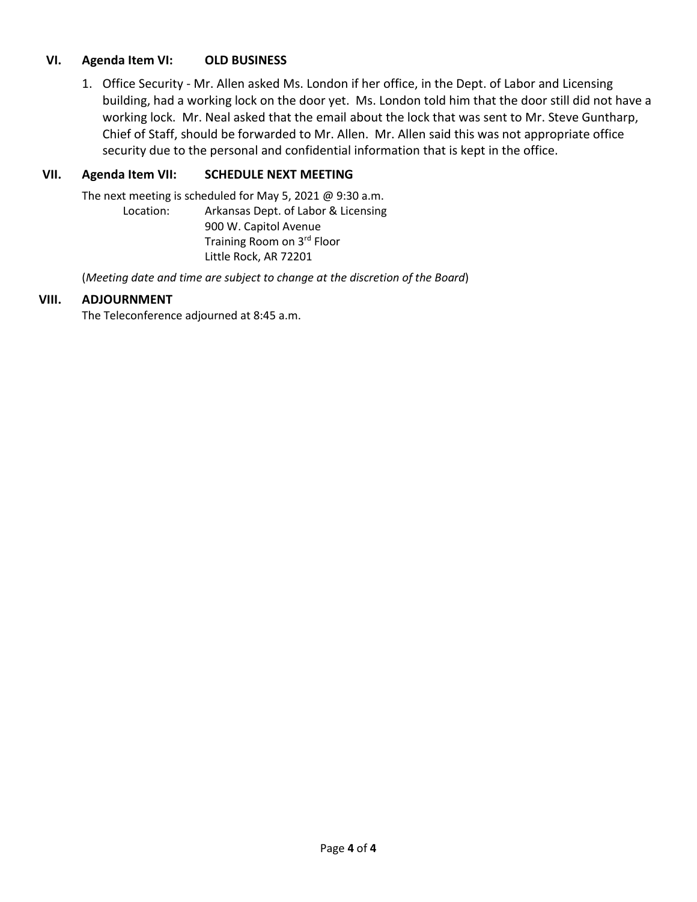## VI. Agenda Item VI: OLD BUSINESS

1. Office Security - Mr. Allen asked Ms. London if her office, in the Dept. of Labor and Licensing building, had a working lock on the door yet. Ms. London told him that the door still did not have a working lock. Mr. Neal asked that the email about the lock that was sent to Mr. Steve Guntharp, Chief of Staff, should be forwarded to Mr. Allen. Mr. Allen said this was not appropriate office security due to the personal and confidential information that is kept in the office.

## VII. Agenda Item VII: SCHEDULE NEXT MEETING

The next meeting is scheduled for May 5, 2021 @ 9:30 a.m.

Location: Arkansas Dept. of Labor & Licensing
900 W. Capitol Avenue
Training Room on 3rd Floor
Little Rock, AR 72201

(*Meeting date and time are subject to change at the discretion of the Board*)

## VIII. ADJOURNMENT

The Teleconference adjourned at 8:45 a.m.